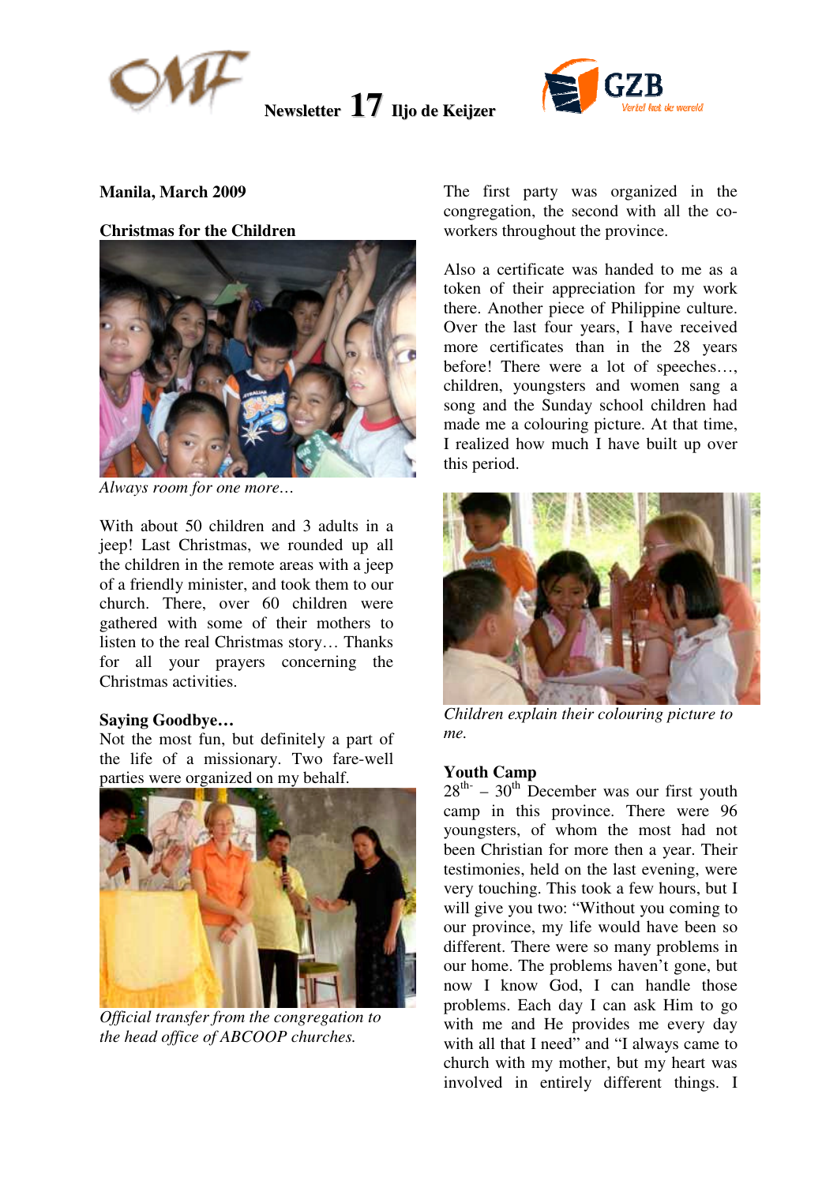# Newsletter 17 Iljo de Keijzer

**Manila, March 2009**

## Christmas for the Children

*Always room for one more…*

With about 50 children and 3 adults in a jeep! Last Christmas, we rounded up all the children in the remote areas with a jeep of a friendly minister, and took them to our church. There, over 60 children were gathered with some of their mothers to listen to the real Christmas story… Thanks for all your prayers concerning the Christmas activities.

## Saying Goodbye…

Not the most fun, but definitely a part of the life of a missionary. Two fare-well parties were organized on my behalf.

*Official transfer from the congregation to the head office of ABCOOP churches.*

The first party was organized in the congregation, the second with all the co-workers throughout the province.

Also a certificate was handed to me as a token of their appreciation for my work there. Another piece of Philippine culture. Over the last four years, I have received more certificates than in the 28 years before! There were a lot of speeches…, children, youngsters and women sang a song and the Sunday school children had made me a colouring picture. At that time, I realized how much I have built up over this period.

*Children explain their colouring picture to me.*

## Youth Camp

28th- – 30th December was our first youth camp in this province. There were 96 youngsters, of whom the most had not been Christian for more then a year. Their testimonies, held on the last evening, were very touching. This took a few hours, but I will give you two: "Without you coming to our province, my life would have been so different. There were so many problems in our home. The problems haven't gone, but now I know God, I can handle those problems. Each day I can ask Him to go with me and He provides me every day with all that I need" and "I always came to church with my mother, but my heart was involved in entirely different things. I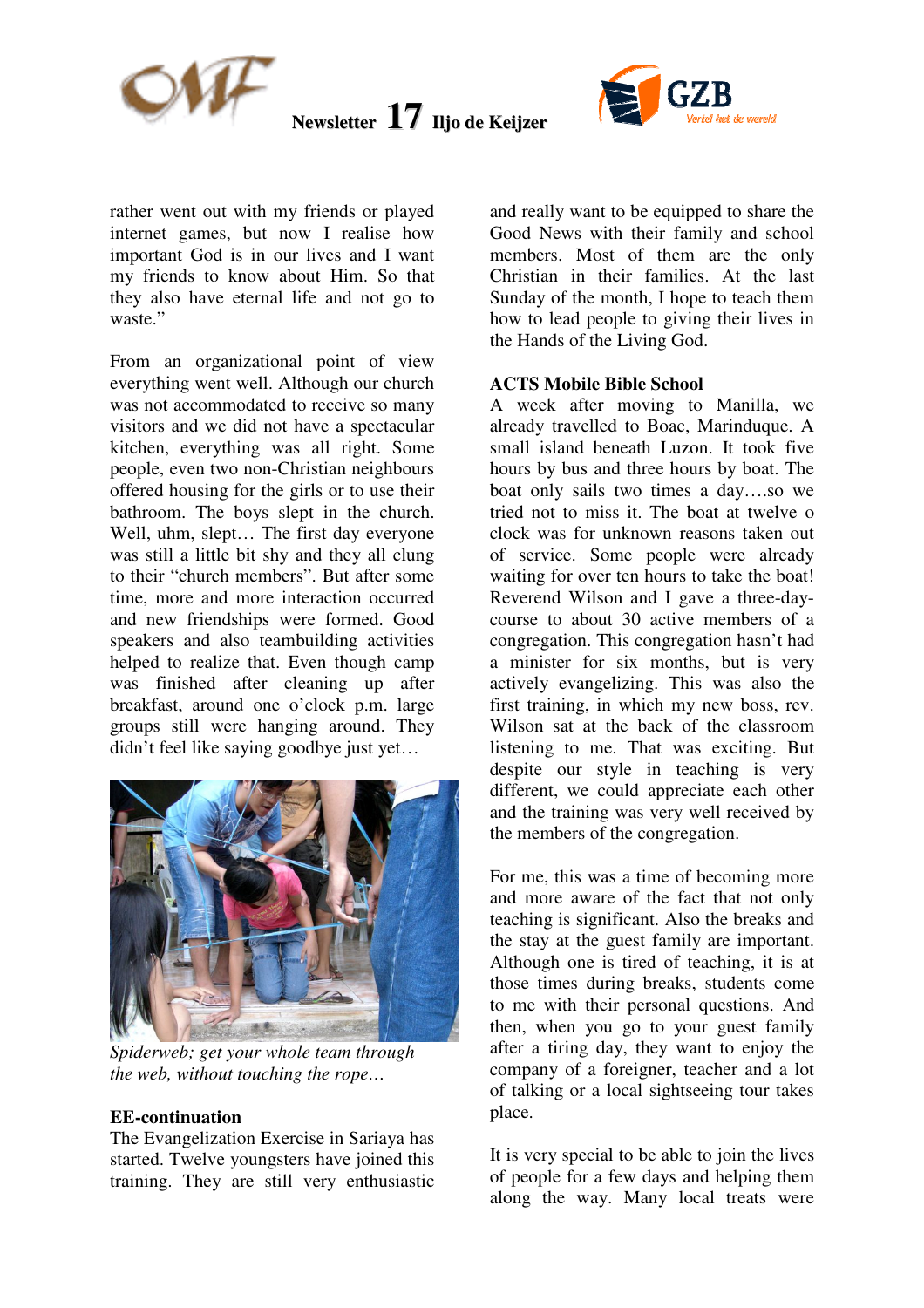rather went out with my friends or played internet games, but now I realise how important God is in our lives and I want my friends to know about Him. So that they also have eternal life and not go to waste."

From an organizational point of view everything went well. Although our church was not accommodated to receive so many visitors and we did not have a spectacular kitchen, everything was all right. Some people, even two non-Christian neighbours offered housing for the girls or to use their bathroom. The boys slept in the church. Well, uhm, slept… The first day everyone was still a little bit shy and they all clung to their "church members". But after some time, more and more interaction occurred and new friendships were formed. Good speakers and also teambuilding activities helped to realize that. Even though camp was finished after cleaning up after breakfast, around one o'clock p.m. large groups still were hanging around. They didn't feel like saying goodbye just yet…

*Spiderweb; get your whole team through the web, without touching the rope…*

**EE-continuation**

The Evangelization Exercise in Sariaya has started. Twelve youngsters have joined this training. They are still very enthusiastic and really want to be equipped to share the Good News with their family and school members. Most of them are the only Christian in their families. At the last Sunday of the month, I hope to teach them how to lead people to giving their lives in the Hands of the Living God.

**ACTS Mobile Bible School**

A week after moving to Manilla, we already travelled to Boac, Marinduque. A small island beneath Luzon. It took five hours by bus and three hours by boat. The boat only sails two times a day….so we tried not to miss it. The boat at twelve o clock was for unknown reasons taken out of service. Some people were already waiting for over ten hours to take the boat! Reverend Wilson and I gave a three-day-course to about 30 active members of a congregation. This congregation hasn't had a minister for six months, but is very actively evangelizing. This was also the first training, in which my new boss, rev. Wilson sat at the back of the classroom listening to me. That was exciting. But despite our style in teaching is very different, we could appreciate each other and the training was very well received by the members of the congregation.

For me, this was a time of becoming more and more aware of the fact that not only teaching is significant. Also the breaks and the stay at the guest family are important. Although one is tired of teaching, it is at those times during breaks, students come to me with their personal questions. And then, when you go to your guest family after a tiring day, they want to enjoy the company of a foreigner, teacher and a lot of talking or a local sightseeing tour takes place.

It is very special to be able to join the lives of people for a few days and helping them along the way. Many local treats were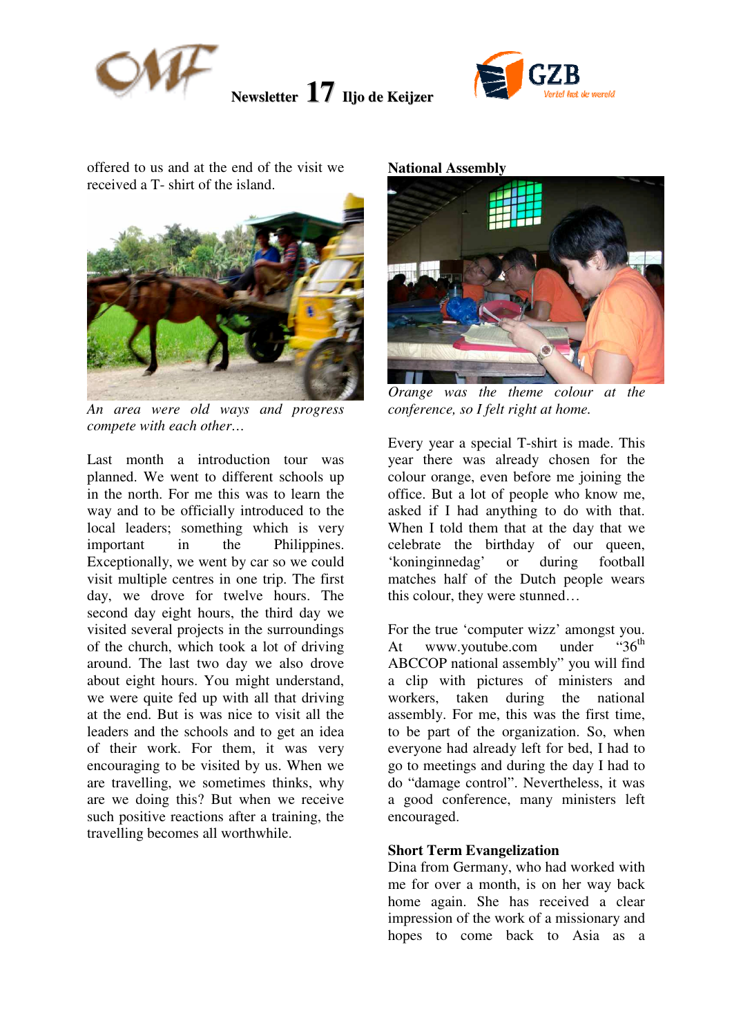offered to us and at the end of the visit we received a T- shirt of the island.

*An area were old ways and progress compete with each other…*

Last month a introduction tour was planned. We went to different schools up in the north. For me this was to learn the way and to be officially introduced to the local leaders; something which is very important in the Philippines. Exceptionally, we went by car so we could visit multiple centres in one trip. The first day, we drove for twelve hours. The second day eight hours, the third day we visited several projects in the surroundings of the church, which took a lot of driving around. The last two day we also drove about eight hours. You might understand, we were quite fed up with all that driving at the end. But is was nice to visit all the leaders and the schools and to get an idea of their work. For them, it was very encouraging to be visited by us. When we are travelling, we sometimes thinks, why are we doing this? But when we receive such positive reactions after a training, the travelling becomes all worthwhile.

**National Assembly**

*Orange was the theme colour at the conference, so I felt right at home.*

Every year a special T-shirt is made. This year there was already chosen for the colour orange, even before me joining the office. But a lot of people who know me, asked if I had anything to do with that. When I told them that at the day that we celebrate the birthday of our queen, 'koninginnedag' or during football matches half of the Dutch people wears this colour, they were stunned…

For the true 'computer wizz' amongst you. At www.youtube.com under "36$^{th}$ ABCCOP national assembly" you will find a clip with pictures of ministers and workers, taken during the national assembly. For me, this was the first time, to be part of the organization. So, when everyone had already left for bed, I had to go to meetings and during the day I had to do "damage control". Nevertheless, it was a good conference, many ministers left encouraged.

**Short Term Evangelization**

Dina from Germany, who had worked with me for over a month, is on her way back home again. She has received a clear impression of the work of a missionary and hopes to come back to Asia as a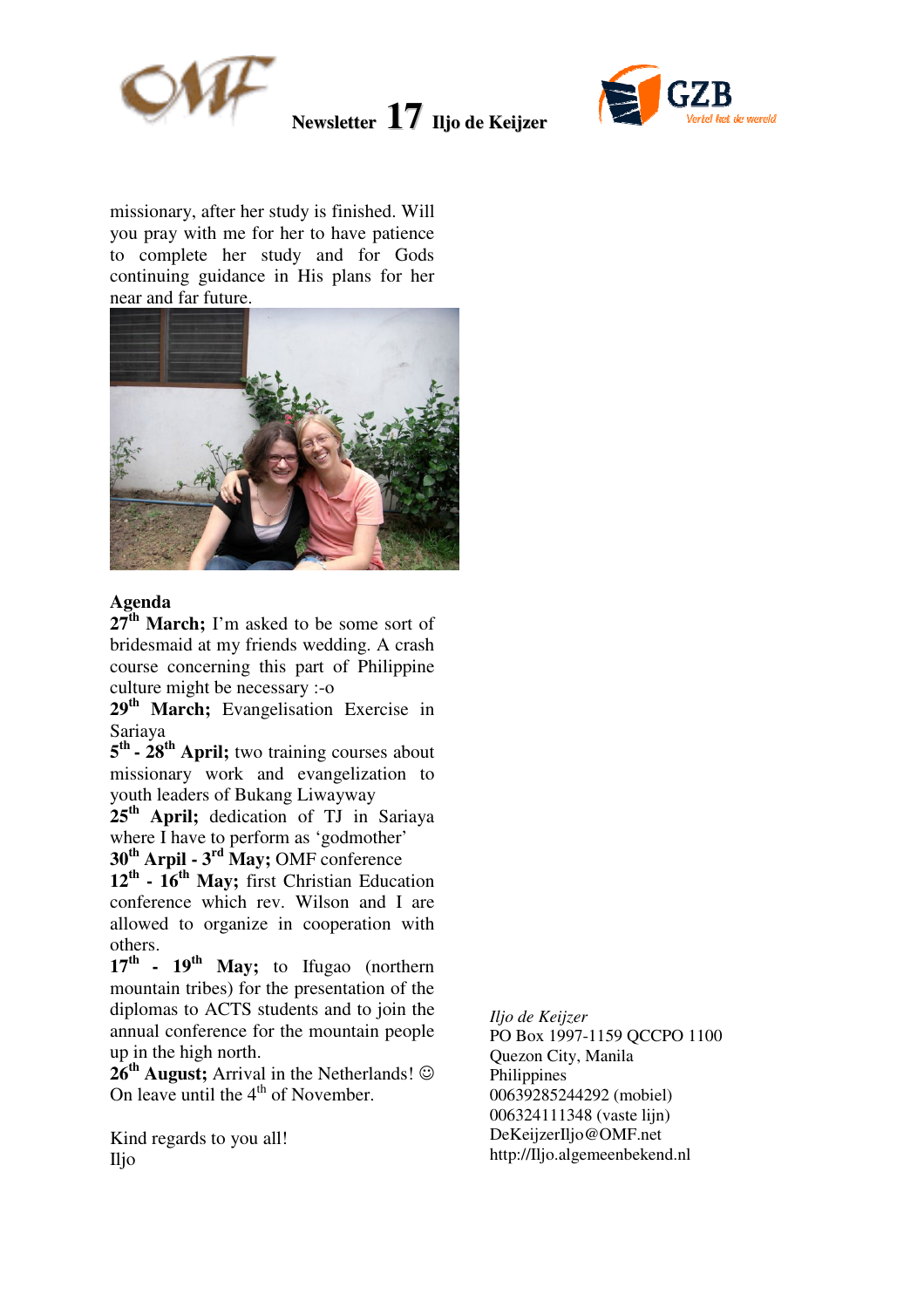missionary, after her study is finished. Will you pray with me for her to have patience to complete her study and for Gods continuing guidance in His plans for her near and far future.

**Agenda**

**27th March;** I'm asked to be some sort of bridesmaid at my friends wedding. A crash course concerning this part of Philippine culture might be necessary :-o

**29th March;** Evangelisation Exercise in Sariaya

**5th - 28th April;** two training courses about missionary work and evangelization to youth leaders of Bukang Liwayway

**25th April;** dedication of TJ in Sariaya where I have to perform as 'godmother'

**30th Arpil - 3rd May;** OMF conference

**12th - 16th May;** first Christian Education conference which rev. Wilson and I are allowed to organize in cooperation with others.

**17th - 19th May;** to Ifugao (northern mountain tribes) for the presentation of the diplomas to ACTS students and to join the annual conference for the mountain people up in the high north.

**26th August;** Arrival in the Netherlands! ☺ On leave until the 4th of November.

Kind regards to you all!
Iljo

*Iljo de Keijzer*
PO Box 1997-1159 QCCPO 1100
Quezon City, Manila
Philippines
00639285244292 (mobiel)
006324111348 (vaste lijn)
DeKeijzerIljo@OMF.net
http://Iljo.algemeenbekend.nl